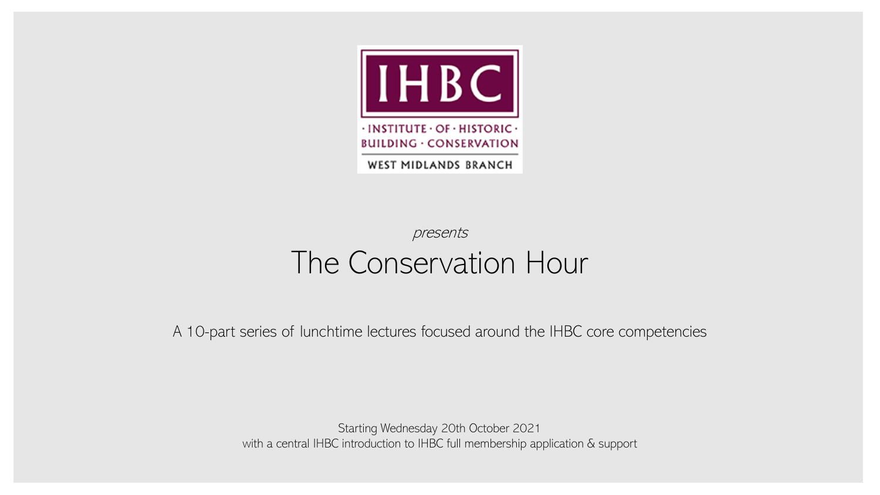IHBC

· INSTITUTE · OF · HISTORIC ·
BUILDING · CONSERVATION

WEST MIDLANDS BRANCH

*presents*

# The Conservation Hour

A 10-part series of lunchtime lectures focused around the IHBC core competencies

Starting Wednesday 20th October 2021
with a central IHBC introduction to IHBC full membership application & support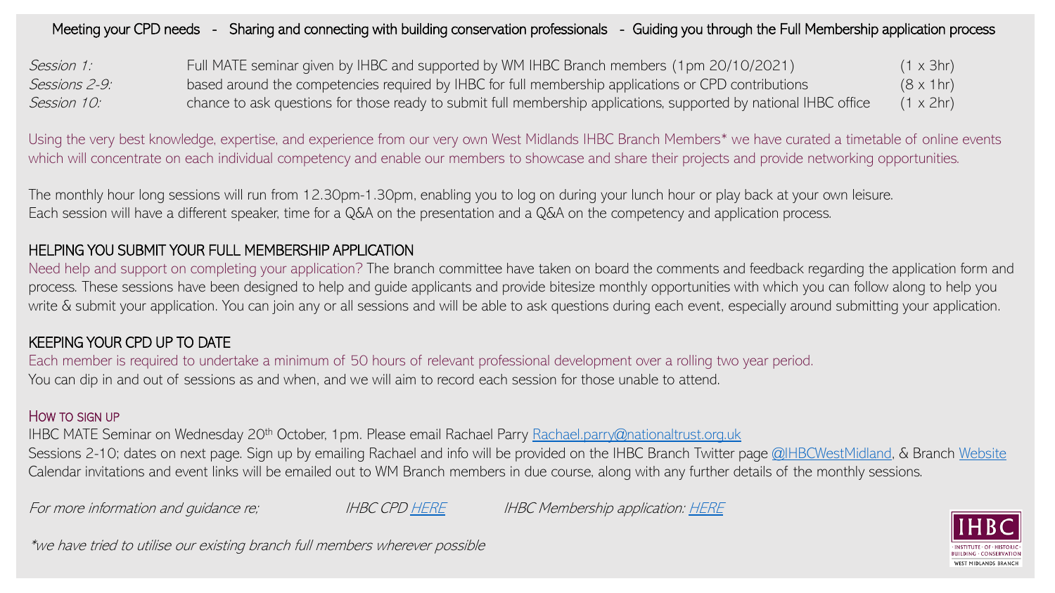Meeting your CPD needs - Sharing and connecting with building conservation professionals - Guiding you through the Full Membership application process

| | | |
|---|---|---|
| *Session 1:* | Full MATE seminar given by IHBC and supported by WM IHBC Branch members (1pm 20/10/2021) | (1 x 3hr) |
| *Sessions 2-9:* | based around the competencies required by IHBC for full membership applications or CPD contributions | (8 x 1hr) |
| *Session 10:* | chance to ask questions for those ready to submit full membership applications, supported by national IHBC office | (1 x 2hr) |

Using the very best knowledge, expertise, and experience from our very own West Midlands IHBC Branch Members* we have curated a timetable of online events which will concentrate on each individual competency and enable our members to showcase and share their projects and provide networking opportunities.

The monthly hour long sessions will run from 12.30pm-1.30pm, enabling you to log on during your lunch hour or play back at your own leisure.
Each session will have a different speaker, time for a Q&A on the presentation and a Q&A on the competency and application process.

## HELPING YOU SUBMIT YOUR FULL MEMBERSHIP APPLICATION

Need help and support on completing your application? The branch committee have taken on board the comments and feedback regarding the application form and process. These sessions have been designed to help and guide applicants and provide bitesize monthly opportunities with which you can follow along to help you write & submit your application. You can join any or all sessions and will be able to ask questions during each event, especially around submitting your application.

## KEEPING YOUR CPD UP TO DATE

Each member is required to undertake a minimum of 50 hours of relevant professional development over a rolling two year period.
You can dip in and out of sessions as and when, and we will aim to record each session for those unable to attend.

## HOW TO SIGN UP

IHBC MATE Seminar on Wednesday 20th October, 1pm. Please email Rachael Parry Rachael.parry@nationaltrust.org.uk
Sessions 2-10; dates on next page. Sign up by emailing Rachael and info will be provided on the IHBC Branch Twitter page @IHBCWestMidland, & Branch Website
Calendar invitations and event links will be emailed out to WM Branch members in due course, along with any further details of the monthly sessions.

*For more information and guidance re;* *IHBC CPD HERE* *IHBC Membership application: HERE*

*\*we have tried to utilise our existing branch full members wherever possible*

IHBC · INSTITUTE · OF · HISTORIC · BUILDING · CONSERVATION · WEST MIDLANDS BRANCH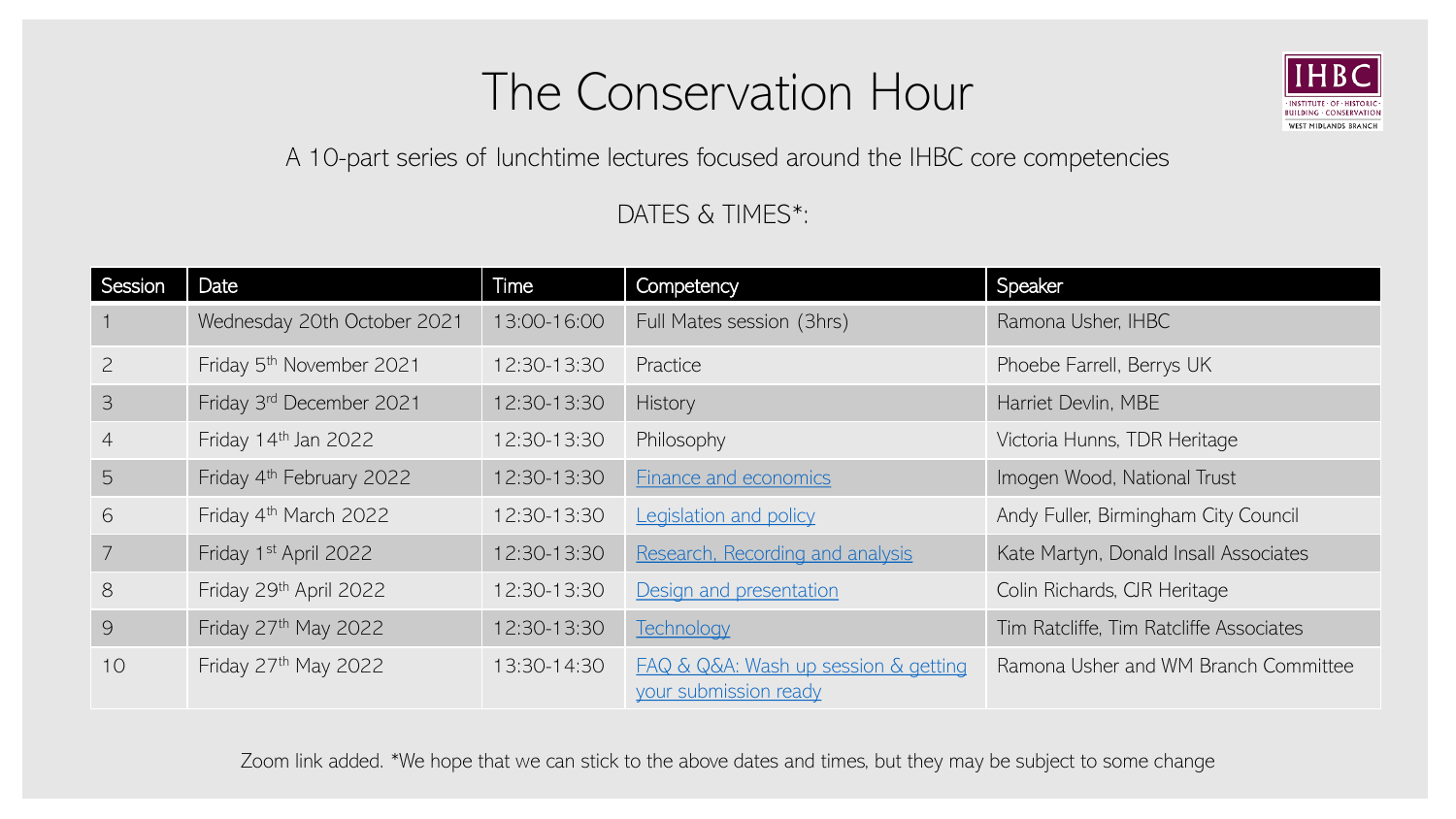# The Conservation Hour

IHBC · INSTITUTE · OF · HISTORIC · BUILDING · CONSERVATION WEST MIDLANDS BRANCH

A 10-part series of lunchtime lectures focused around the IHBC core competencies

DATES & TIMES*:

| Session | Date | Time | Competency | Speaker |
|---|---|---|---|---|
| 1 | Wednesday 20th October 2021 | 13:00-16:00 | Full Mates session (3hrs) | Ramona Usher, IHBC |
| 2 | Friday 5th November 2021 | 12:30-13:30 | Practice | Phoebe Farrell, Berrys UK |
| 3 | Friday 3rd December 2021 | 12:30-13:30 | History | Harriet Devlin, MBE |
| 4 | Friday 14th Jan 2022 | 12:30-13:30 | Philosophy | Victoria Hunns, TDR Heritage |
| 5 | Friday 4th February 2022 | 12:30-13:30 | Finance and economics | Imogen Wood, National Trust |
| 6 | Friday 4th March 2022 | 12:30-13:30 | Legislation and policy | Andy Fuller, Birmingham City Council |
| 7 | Friday 1st April 2022 | 12:30-13:30 | Research, Recording and analysis | Kate Martyn, Donald Insall Associates |
| 8 | Friday 29th April 2022 | 12:30-13:30 | Design and presentation | Colin Richards, CJR Heritage |
| 9 | Friday 27th May 2022 | 12:30-13:30 | Technology | Tim Ratcliffe, Tim Ratcliffe Associates |
| 10 | Friday 27th May 2022 | 13:30-14:30 | FAQ & Q&A: Wash up session & getting your submission ready | Ramona Usher and WM Branch Committee |

Zoom link added. *We hope that we can stick to the above dates and times, but they may be subject to some change